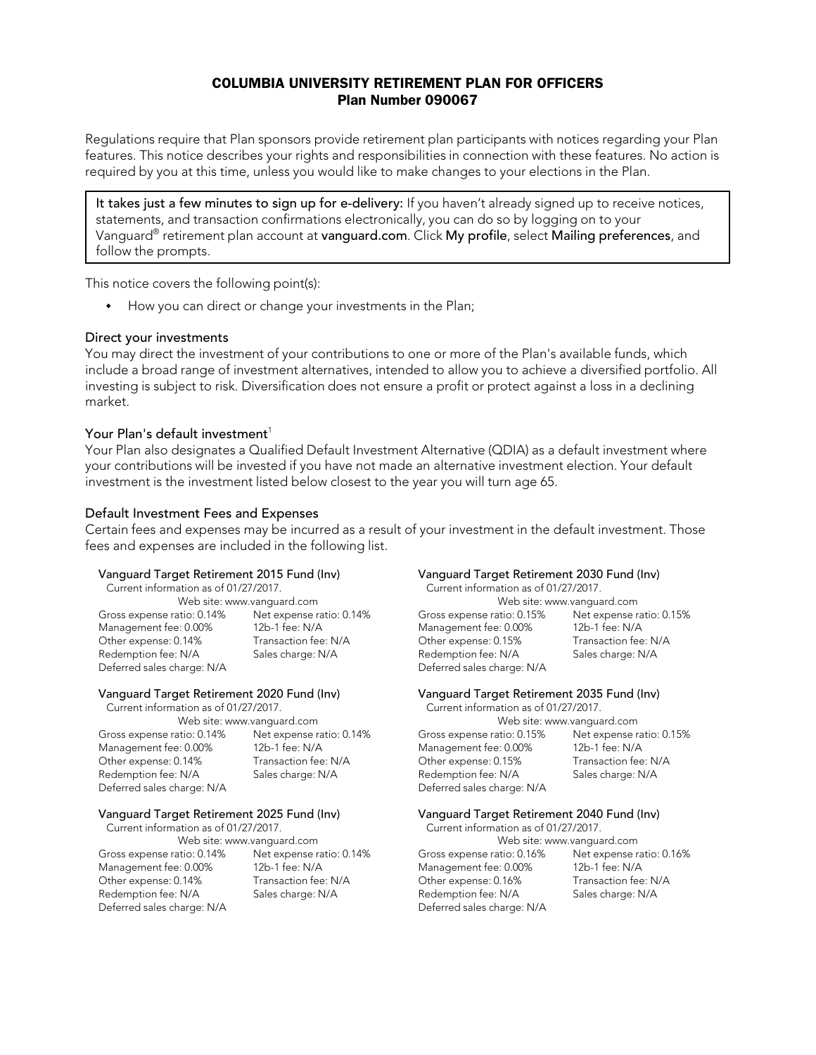# COLUMBIA UNIVERSITY RETIREMENT PLAN FOR OFFICERS
## Plan Number 090067

Regulations require that Plan sponsors provide retirement plan participants with notices regarding your Plan features. This notice describes your rights and responsibilities in connection with these features. No action is required by you at this time, unless you would like to make changes to your elections in the Plan.

> **It takes just a few minutes to sign up for e-delivery:** If you haven't already signed up to receive notices, statements, and transaction confirmations electronically, you can do so by logging on to your Vanguard® retirement plan account at **vanguard.com**. Click **My profile**, select **Mailing preferences**, and follow the prompts.

This notice covers the following point(s):

- How you can direct or change your investments in the Plan;

### Direct your investments

You may direct the investment of your contributions to one or more of the Plan's available funds, which include a broad range of investment alternatives, intended to allow you to achieve a diversified portfolio. All investing is subject to risk. Diversification does not ensure a profit or protect against a loss in a declining market.

### Your Plan's default investment[1]

Your Plan also designates a Qualified Default Investment Alternative (QDIA) as a default investment where your contributions will be invested if you have not made an alternative investment election. Your default investment is the investment listed below closest to the year you will turn age 65.

### Default Investment Fees and Expenses

Certain fees and expenses may be incurred as a result of your investment in the default investment. Those fees and expenses are included in the following list.

**Vanguard Target Retirement 2015 Fund (Inv)**
Current information as of 01/27/2017.
Web site: www.vanguard.com

| | |
|---|---|
| Gross expense ratio: 0.14% | Net expense ratio: 0.14% |
| Management fee: 0.00% | 12b-1 fee: N/A |
| Other expense: 0.14% | Transaction fee: N/A |
| Redemption fee: N/A | Sales charge: N/A |
| Deferred sales charge: N/A | |

**Vanguard Target Retirement 2020 Fund (Inv)**
Current information as of 01/27/2017.
Web site: www.vanguard.com

| | |
|---|---|
| Gross expense ratio: 0.14% | Net expense ratio: 0.14% |
| Management fee: 0.00% | 12b-1 fee: N/A |
| Other expense: 0.14% | Transaction fee: N/A |
| Redemption fee: N/A | Sales charge: N/A |
| Deferred sales charge: N/A | |

**Vanguard Target Retirement 2025 Fund (Inv)**
Current information as of 01/27/2017.
Web site: www.vanguard.com

| | |
|---|---|
| Gross expense ratio: 0.14% | Net expense ratio: 0.14% |
| Management fee: 0.00% | 12b-1 fee: N/A |
| Other expense: 0.14% | Transaction fee: N/A |
| Redemption fee: N/A | Sales charge: N/A |
| Deferred sales charge: N/A | |

**Vanguard Target Retirement 2030 Fund (Inv)**
Current information as of 01/27/2017.
Web site: www.vanguard.com

| | |
|---|---|
| Gross expense ratio: 0.15% | Net expense ratio: 0.15% |
| Management fee: 0.00% | 12b-1 fee: N/A |
| Other expense: 0.15% | Transaction fee: N/A |
| Redemption fee: N/A | Sales charge: N/A |
| Deferred sales charge: N/A | |

**Vanguard Target Retirement 2035 Fund (Inv)**
Current information as of 01/27/2017.
Web site: www.vanguard.com

| | |
|---|---|
| Gross expense ratio: 0.15% | Net expense ratio: 0.15% |
| Management fee: 0.00% | 12b-1 fee: N/A |
| Other expense: 0.15% | Transaction fee: N/A |
| Redemption fee: N/A | Sales charge: N/A |
| Deferred sales charge: N/A | |

**Vanguard Target Retirement 2040 Fund (Inv)**
Current information as of 01/27/2017.
Web site: www.vanguard.com

| | |
|---|---|
| Gross expense ratio: 0.16% | Net expense ratio: 0.16% |
| Management fee: 0.00% | 12b-1 fee: N/A |
| Other expense: 0.16% | Transaction fee: N/A |
| Redemption fee: N/A | Sales charge: N/A |
| Deferred sales charge: N/A | |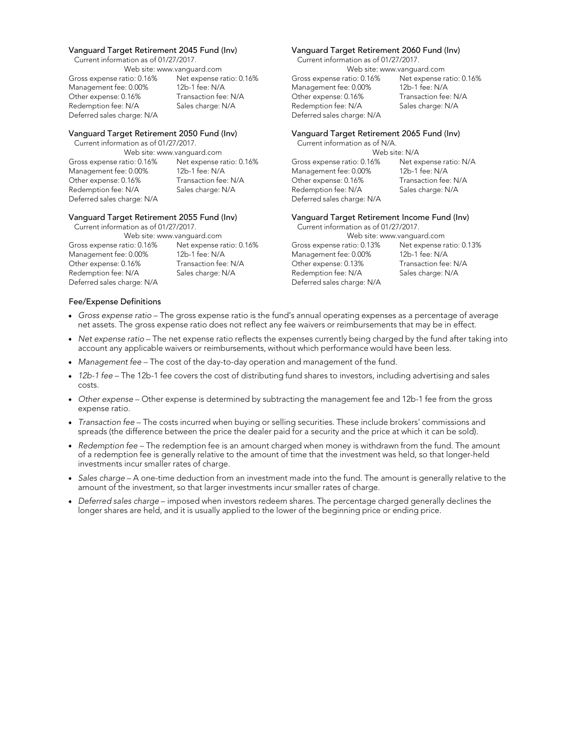### Vanguard Target Retirement 2045 Fund (Inv)

Current information as of 01/27/2017.

Web site: www.vanguard.com

Gross expense ratio: 0.16%
Net expense ratio: 0.16%
Management fee: 0.00%
12b-1 fee: N/A
Other expense: 0.16%
Transaction fee: N/A
Redemption fee: N/A
Sales charge: N/A
Deferred sales charge: N/A

### Vanguard Target Retirement 2050 Fund (Inv)

Current information as of 01/27/2017.

Web site: www.vanguard.com

Gross expense ratio: 0.16%
Net expense ratio: 0.16%
Management fee: 0.00%
12b-1 fee: N/A
Other expense: 0.16%
Transaction fee: N/A
Redemption fee: N/A
Sales charge: N/A
Deferred sales charge: N/A

### Vanguard Target Retirement 2055 Fund (Inv)

Current information as of 01/27/2017.

Web site: www.vanguard.com

Gross expense ratio: 0.16%
Net expense ratio: 0.16%
Management fee: 0.00%
12b-1 fee: N/A
Other expense: 0.16%
Transaction fee: N/A
Redemption fee: N/A
Sales charge: N/A
Deferred sales charge: N/A

### Vanguard Target Retirement 2060 Fund (Inv)

Current information as of 01/27/2017.

Web site: www.vanguard.com

Gross expense ratio: 0.16%
Net expense ratio: 0.16%
Management fee: 0.00%
12b-1 fee: N/A
Other expense: 0.16%
Transaction fee: N/A
Redemption fee: N/A
Sales charge: N/A
Deferred sales charge: N/A

### Vanguard Target Retirement 2065 Fund (Inv)

Current information as of N/A.

Web site: N/A

Gross expense ratio: 0.16%
Net expense ratio: N/A
Management fee: 0.00%
12b-1 fee: N/A
Other expense: 0.16%
Transaction fee: N/A
Redemption fee: N/A
Sales charge: N/A
Deferred sales charge: N/A

### Vanguard Target Retirement Income Fund (Inv)

Current information as of 01/27/2017.

Web site: www.vanguard.com

Gross expense ratio: 0.13%
Net expense ratio: 0.13%
Management fee: 0.00%
12b-1 fee: N/A
Other expense: 0.13%
Transaction fee: N/A
Redemption fee: N/A
Sales charge: N/A
Deferred sales charge: N/A

### Fee/Expense Definitions

- *Gross expense ratio* – The gross expense ratio is the fund's annual operating expenses as a percentage of average net assets. The gross expense ratio does not reflect any fee waivers or reimbursements that may be in effect.
- *Net expense ratio* – The net expense ratio reflects the expenses currently being charged by the fund after taking into account any applicable waivers or reimbursements, without which performance would have been less.
- *Management fee* – The cost of the day-to-day operation and management of the fund.
- *12b-1 fee* – The 12b-1 fee covers the cost of distributing fund shares to investors, including advertising and sales costs.
- *Other expense* – Other expense is determined by subtracting the management fee and 12b-1 fee from the gross expense ratio.
- *Transaction fee* – The costs incurred when buying or selling securities. These include brokers' commissions and spreads (the difference between the price the dealer paid for a security and the price at which it can be sold).
- *Redemption fee* – The redemption fee is an amount charged when money is withdrawn from the fund. The amount of a redemption fee is generally relative to the amount of time that the investment was held, so that longer-held investments incur smaller rates of charge.
- *Sales charge* – A one-time deduction from an investment made into the fund. The amount is generally relative to the amount of the investment, so that larger investments incur smaller rates of charge.
- *Deferred sales charge* – imposed when investors redeem shares. The percentage charged generally declines the longer shares are held, and it is usually applied to the lower of the beginning price or ending price.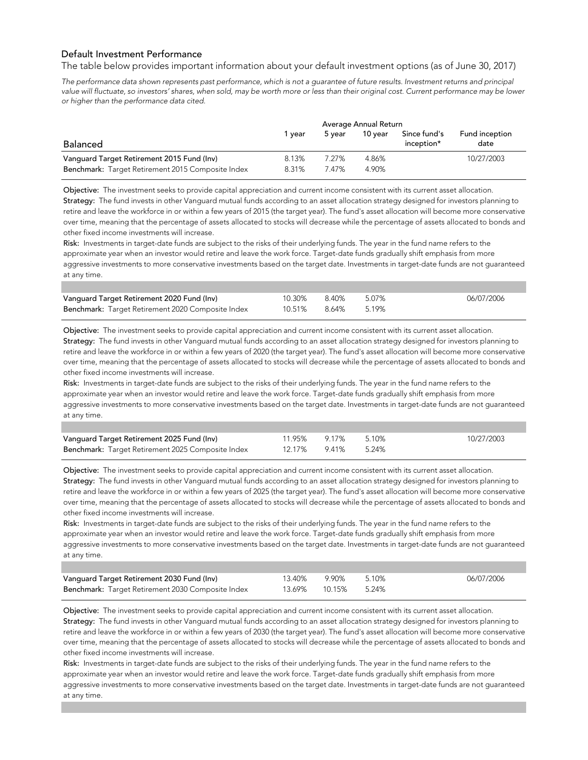## Default Investment Performance

The table below provides important information about your default investment options (as of June 30, 2017)

*The performance data shown represents past performance, which is not a guarantee of future results. Investment returns and principal value will fluctuate, so investors' shares, when sold, may be worth more or less than their original cost. Current performance may be lower or higher than the performance data cited.*

| | Average Annual Return | | | | |
|---|---|---|---|---|---|
| **Balanced** | 1 year | 5 year | 10 year | Since fund's inception* | Fund inception date |
| Vanguard Target Retirement 2015 Fund (Inv) | 8.13% | 7.27% | 4.86% | | 10/27/2003 |
| **Benchmark:** Target Retirement 2015 Composite Index | 8.31% | 7.47% | 4.90% | | |

**Objective:** The investment seeks to provide capital appreciation and current income consistent with its current asset allocation.
**Strategy:** The fund invests in other Vanguard mutual funds according to an asset allocation strategy designed for investors planning to retire and leave the workforce in or within a few years of 2015 (the target year). The fund's asset allocation will become more conservative over time, meaning that the percentage of assets allocated to stocks will decrease while the percentage of assets allocated to bonds and other fixed income investments will increase.
**Risk:** Investments in target-date funds are subject to the risks of their underlying funds. The year in the fund name refers to the approximate year when an investor would retire and leave the work force. Target-date funds gradually shift emphasis from more aggressive investments to more conservative investments based on the target date. Investments in target-date funds are not guaranteed at any time.

| | 1 year | 5 year | 10 year | Since fund's inception* | Fund inception date |
|---|---|---|---|---|---|
| Vanguard Target Retirement 2020 Fund (Inv) | 10.30% | 8.40% | 5.07% | | 06/07/2006 |
| **Benchmark:** Target Retirement 2020 Composite Index | 10.51% | 8.64% | 5.19% | | |

**Objective:** The investment seeks to provide capital appreciation and current income consistent with its current asset allocation.
**Strategy:** The fund invests in other Vanguard mutual funds according to an asset allocation strategy designed for investors planning to retire and leave the workforce in or within a few years of 2020 (the target year). The fund's asset allocation will become more conservative over time, meaning that the percentage of assets allocated to stocks will decrease while the percentage of assets allocated to bonds and other fixed income investments will increase.
**Risk:** Investments in target-date funds are subject to the risks of their underlying funds. The year in the fund name refers to the approximate year when an investor would retire and leave the work force. Target-date funds gradually shift emphasis from more aggressive investments to more conservative investments based on the target date. Investments in target-date funds are not guaranteed at any time.

| | 1 year | 5 year | 10 year | Since fund's inception* | Fund inception date |
|---|---|---|---|---|---|
| Vanguard Target Retirement 2025 Fund (Inv) | 11.95% | 9.17% | 5.10% | | 10/27/2003 |
| **Benchmark:** Target Retirement 2025 Composite Index | 12.17% | 9.41% | 5.24% | | |

**Objective:** The investment seeks to provide capital appreciation and current income consistent with its current asset allocation.
**Strategy:** The fund invests in other Vanguard mutual funds according to an asset allocation strategy designed for investors planning to retire and leave the workforce in or within a few years of 2025 (the target year). The fund's asset allocation will become more conservative over time, meaning that the percentage of assets allocated to stocks will decrease while the percentage of assets allocated to bonds and other fixed income investments will increase.
**Risk:** Investments in target-date funds are subject to the risks of their underlying funds. The year in the fund name refers to the approximate year when an investor would retire and leave the work force. Target-date funds gradually shift emphasis from more aggressive investments to more conservative investments based on the target date. Investments in target-date funds are not guaranteed at any time.

| | 1 year | 5 year | 10 year | Since fund's inception* | Fund inception date |
|---|---|---|---|---|---|
| Vanguard Target Retirement 2030 Fund (Inv) | 13.40% | 9.90% | 5.10% | | 06/07/2006 |
| **Benchmark:** Target Retirement 2030 Composite Index | 13.69% | 10.15% | 5.24% | | |

**Objective:** The investment seeks to provide capital appreciation and current income consistent with its current asset allocation.
**Strategy:** The fund invests in other Vanguard mutual funds according to an asset allocation strategy designed for investors planning to retire and leave the workforce in or within a few years of 2030 (the target year). The fund's asset allocation will become more conservative over time, meaning that the percentage of assets allocated to stocks will decrease while the percentage of assets allocated to bonds and other fixed income investments will increase.
**Risk:** Investments in target-date funds are subject to the risks of their underlying funds. The year in the fund name refers to the approximate year when an investor would retire and leave the work force. Target-date funds gradually shift emphasis from more aggressive investments to more conservative investments based on the target date. Investments in target-date funds are not guaranteed at any time.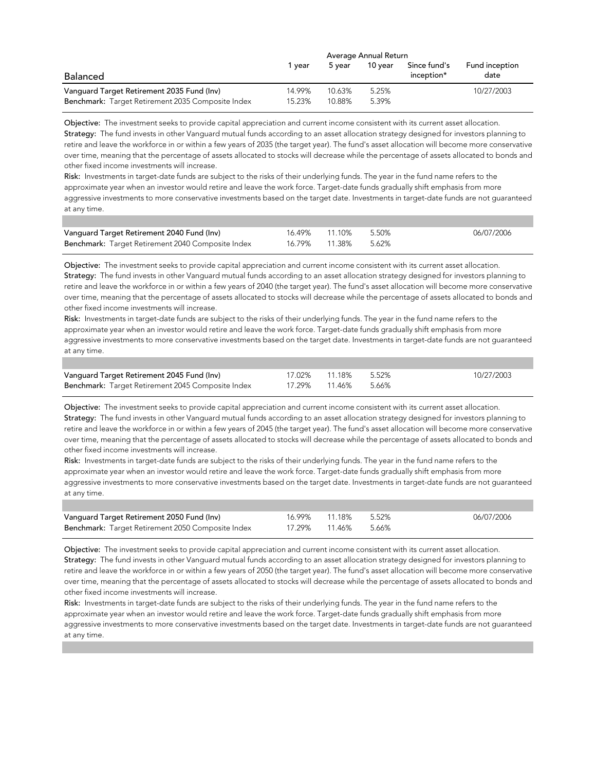| Balanced | Average Annual Return | | | | Fund inception date |
|---|---|---|---|---|---|
| | 1 year | 5 year | 10 year | Since fund's inception* | |
| Vanguard Target Retirement 2035 Fund (Inv) | 14.99% | 10.63% | 5.25% | | 10/27/2003 |
| **Benchmark:** Target Retirement 2035 Composite Index | 15.23% | 10.88% | 5.39% | | |

**Objective:** The investment seeks to provide capital appreciation and current income consistent with its current asset allocation.
**Strategy:** The fund invests in other Vanguard mutual funds according to an asset allocation strategy designed for investors planning to retire and leave the workforce in or within a few years of 2035 (the target year). The fund's asset allocation will become more conservative over time, meaning that the percentage of assets allocated to stocks will decrease while the percentage of assets allocated to bonds and other fixed income investments will increase.
**Risk:** Investments in target-date funds are subject to the risks of their underlying funds. The year in the fund name refers to the approximate year when an investor would retire and leave the work force. Target-date funds gradually shift emphasis from more aggressive investments to more conservative investments based on the target date. Investments in target-date funds are not guaranteed at any time.

| | 1 year | 5 year | 10 year | Since fund's inception* | Fund inception date |
|---|---|---|---|---|---|
| Vanguard Target Retirement 2040 Fund (Inv) | 16.49% | 11.10% | 5.50% | | 06/07/2006 |
| **Benchmark:** Target Retirement 2040 Composite Index | 16.79% | 11.38% | 5.62% | | |

**Objective:** The investment seeks to provide capital appreciation and current income consistent with its current asset allocation.
**Strategy:** The fund invests in other Vanguard mutual funds according to an asset allocation strategy designed for investors planning to retire and leave the workforce in or within a few years of 2040 (the target year). The fund's asset allocation will become more conservative over time, meaning that the percentage of assets allocated to stocks will decrease while the percentage of assets allocated to bonds and other fixed income investments will increase.
**Risk:** Investments in target-date funds are subject to the risks of their underlying funds. The year in the fund name refers to the approximate year when an investor would retire and leave the work force. Target-date funds gradually shift emphasis from more aggressive investments to more conservative investments based on the target date. Investments in target-date funds are not guaranteed at any time.

| | 1 year | 5 year | 10 year | Since fund's inception* | Fund inception date |
|---|---|---|---|---|---|
| Vanguard Target Retirement 2045 Fund (Inv) | 17.02% | 11.18% | 5.52% | | 10/27/2003 |
| **Benchmark:** Target Retirement 2045 Composite Index | 17.29% | 11.46% | 5.66% | | |

**Objective:** The investment seeks to provide capital appreciation and current income consistent with its current asset allocation.
**Strategy:** The fund invests in other Vanguard mutual funds according to an asset allocation strategy designed for investors planning to retire and leave the workforce in or within a few years of 2045 (the target year). The fund's asset allocation will become more conservative over time, meaning that the percentage of assets allocated to stocks will decrease while the percentage of assets allocated to bonds and other fixed income investments will increase.
**Risk:** Investments in target-date funds are subject to the risks of their underlying funds. The year in the fund name refers to the approximate year when an investor would retire and leave the work force. Target-date funds gradually shift emphasis from more aggressive investments to more conservative investments based on the target date. Investments in target-date funds are not guaranteed at any time.

| | 1 year | 5 year | 10 year | Since fund's inception* | Fund inception date |
|---|---|---|---|---|---|
| Vanguard Target Retirement 2050 Fund (Inv) | 16.99% | 11.18% | 5.52% | | 06/07/2006 |
| **Benchmark:** Target Retirement 2050 Composite Index | 17.29% | 11.46% | 5.66% | | |

**Objective:** The investment seeks to provide capital appreciation and current income consistent with its current asset allocation.
**Strategy:** The fund invests in other Vanguard mutual funds according to an asset allocation strategy designed for investors planning to retire and leave the workforce in or within a few years of 2050 (the target year). The fund's asset allocation will become more conservative over time, meaning that the percentage of assets allocated to stocks will decrease while the percentage of assets allocated to bonds and other fixed income investments will increase.
**Risk:** Investments in target-date funds are subject to the risks of their underlying funds. The year in the fund name refers to the approximate year when an investor would retire and leave the work force. Target-date funds gradually shift emphasis from more aggressive investments to more conservative investments based on the target date. Investments in target-date funds are not guaranteed at any time.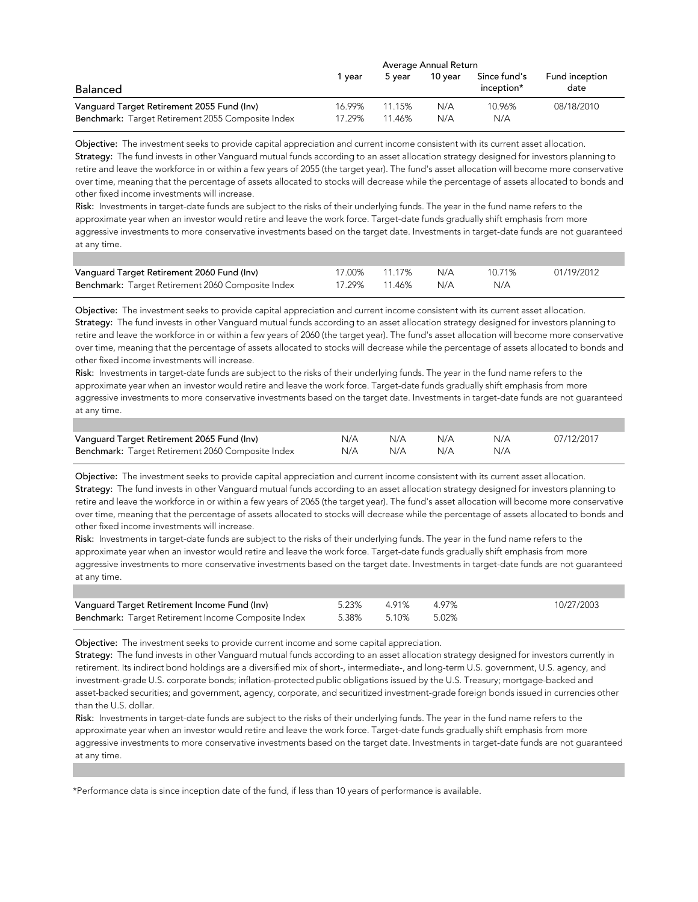| Balanced | Average Annual Return 1 year | 5 year | 10 year | Since fund's inception* | Fund inception date |
|---|---|---|---|---|---|
| Vanguard Target Retirement 2055 Fund (Inv) | 16.99% | 11.15% | N/A | 10.96% | 08/18/2010 |
| **Benchmark:** Target Retirement 2055 Composite Index | 17.29% | 11.46% | N/A | N/A | |

**Objective:** The investment seeks to provide capital appreciation and current income consistent with its current asset allocation.
**Strategy:** The fund invests in other Vanguard mutual funds according to an asset allocation strategy designed for investors planning to retire and leave the workforce in or within a few years of 2055 (the target year). The fund's asset allocation will become more conservative over time, meaning that the percentage of assets allocated to stocks will decrease while the percentage of assets allocated to bonds and other fixed income investments will increase.
**Risk:** Investments in target-date funds are subject to the risks of their underlying funds. The year in the fund name refers to the approximate year when an investor would retire and leave the work force. Target-date funds gradually shift emphasis from more aggressive investments to more conservative investments based on the target date. Investments in target-date funds are not guaranteed at any time.

| | 1 year | 5 year | 10 year | Since fund's inception* | Fund inception date |
|---|---|---|---|---|---|
| Vanguard Target Retirement 2060 Fund (Inv) | 17.00% | 11.17% | N/A | 10.71% | 01/19/2012 |
| **Benchmark:** Target Retirement 2060 Composite Index | 17.29% | 11.46% | N/A | N/A | |

**Objective:** The investment seeks to provide capital appreciation and current income consistent with its current asset allocation.
**Strategy:** The fund invests in other Vanguard mutual funds according to an asset allocation strategy designed for investors planning to retire and leave the workforce in or within a few years of 2060 (the target year). The fund's asset allocation will become more conservative over time, meaning that the percentage of assets allocated to stocks will decrease while the percentage of assets allocated to bonds and other fixed income investments will increase.
**Risk:** Investments in target-date funds are subject to the risks of their underlying funds. The year in the fund name refers to the approximate year when an investor would retire and leave the work force. Target-date funds gradually shift emphasis from more aggressive investments to more conservative investments based on the target date. Investments in target-date funds are not guaranteed at any time.

| | 1 year | 5 year | 10 year | Since fund's inception* | Fund inception date |
|---|---|---|---|---|---|
| Vanguard Target Retirement 2065 Fund (Inv) | N/A | N/A | N/A | N/A | 07/12/2017 |
| **Benchmark:** Target Retirement 2060 Composite Index | N/A | N/A | N/A | N/A | |

**Objective:** The investment seeks to provide capital appreciation and current income consistent with its current asset allocation.
**Strategy:** The fund invests in other Vanguard mutual funds according to an asset allocation strategy designed for investors planning to retire and leave the workforce in or within a few years of 2065 (the target year). The fund's asset allocation will become more conservative over time, meaning that the percentage of assets allocated to stocks will decrease while the percentage of assets allocated to bonds and other fixed income investments will increase.
**Risk:** Investments in target-date funds are subject to the risks of their underlying funds. The year in the fund name refers to the approximate year when an investor would retire and leave the work force. Target-date funds gradually shift emphasis from more aggressive investments to more conservative investments based on the target date. Investments in target-date funds are not guaranteed at any time.

| | 1 year | 5 year | 10 year | Since fund's inception* | Fund inception date |
|---|---|---|---|---|---|
| Vanguard Target Retirement Income Fund (Inv) | 5.23% | 4.91% | 4.97% | | 10/27/2003 |
| **Benchmark:** Target Retirement Income Composite Index | 5.38% | 5.10% | 5.02% | | |

**Objective:** The investment seeks to provide current income and some capital appreciation.
**Strategy:** The fund invests in other Vanguard mutual funds according to an asset allocation strategy designed for investors currently in retirement. Its indirect bond holdings are a diversified mix of short-, intermediate-, and long-term U.S. government, U.S. agency, and investment-grade U.S. corporate bonds; inflation-protected public obligations issued by the U.S. Treasury; mortgage-backed and asset-backed securities; and government, agency, corporate, and securitized investment-grade foreign bonds issued in currencies other than the U.S. dollar.
**Risk:** Investments in target-date funds are subject to the risks of their underlying funds. The year in the fund name refers to the approximate year when an investor would retire and leave the work force. Target-date funds gradually shift emphasis from more aggressive investments to more conservative investments based on the target date. Investments in target-date funds are not guaranteed at any time.

*Performance data is since inception date of the fund, if less than 10 years of performance is available.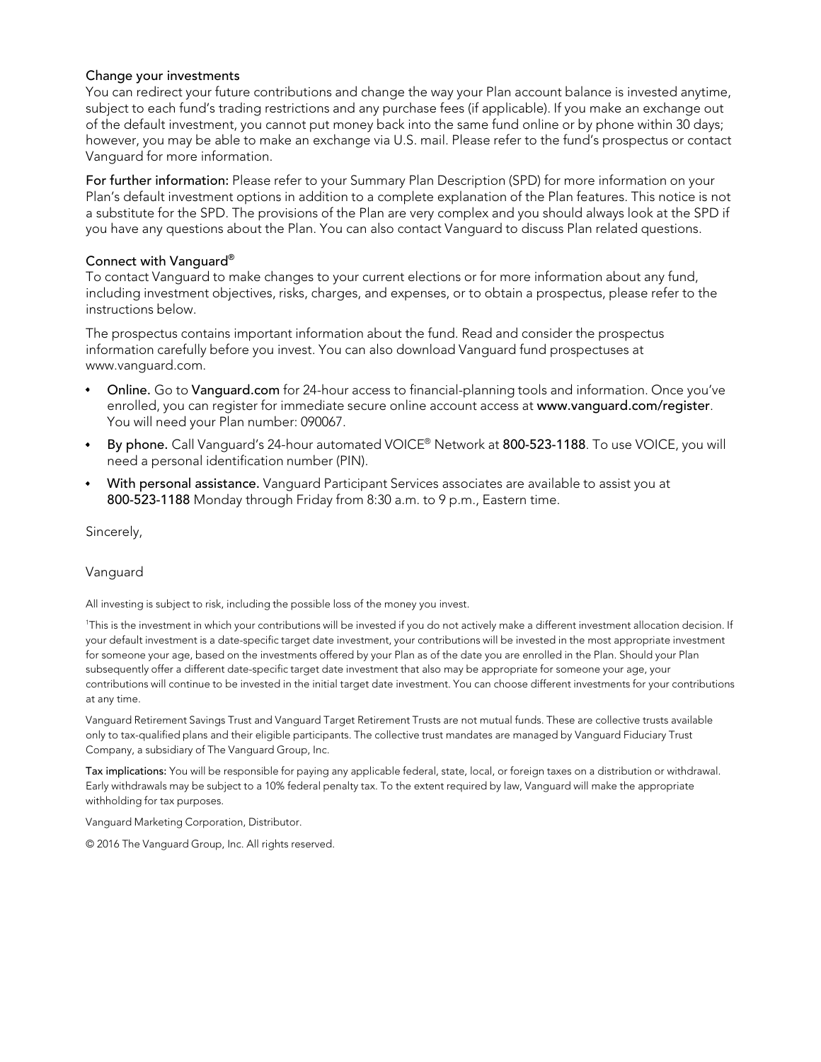### Change your investments

You can redirect your future contributions and change the way your Plan account balance is invested anytime, subject to each fund's trading restrictions and any purchase fees (if applicable). If you make an exchange out of the default investment, you cannot put money back into the same fund online or by phone within 30 days; however, you may be able to make an exchange via U.S. mail. Please refer to the fund's prospectus or contact Vanguard for more information.

**For further information:** Please refer to your Summary Plan Description (SPD) for more information on your Plan's default investment options in addition to a complete explanation of the Plan features. This notice is not a substitute for the SPD. The provisions of the Plan are very complex and you should always look at the SPD if you have any questions about the Plan. You can also contact Vanguard to discuss Plan related questions.

### Connect with Vanguard®

To contact Vanguard to make changes to your current elections or for more information about any fund, including investment objectives, risks, charges, and expenses, or to obtain a prospectus, please refer to the instructions below.

The prospectus contains important information about the fund. Read and consider the prospectus information carefully before you invest. You can also download Vanguard fund prospectuses at www.vanguard.com.

- **Online.** Go to **Vanguard.com** for 24-hour access to financial-planning tools and information. Once you've enrolled, you can register for immediate secure online account access at **www.vanguard.com/register**. You will need your Plan number: 090067.
- **By phone.** Call Vanguard's 24-hour automated VOICE® Network at **800-523-1188**. To use VOICE, you will need a personal identification number (PIN).
- **With personal assistance.** Vanguard Participant Services associates are available to assist you at **800-523-1188** Monday through Friday from 8:30 a.m. to 9 p.m., Eastern time.

Sincerely,

Vanguard

All investing is subject to risk, including the possible loss of the money you invest.

[1]This is the investment in which your contributions will be invested if you do not actively make a different investment allocation decision. If your default investment is a date-specific target date investment, your contributions will be invested in the most appropriate investment for someone your age, based on the investments offered by your Plan as of the date you are enrolled in the Plan. Should your Plan subsequently offer a different date-specific target date investment that also may be appropriate for someone your age, your contributions will continue to be invested in the initial target date investment. You can choose different investments for your contributions at any time.

Vanguard Retirement Savings Trust and Vanguard Target Retirement Trusts are not mutual funds. These are collective trusts available only to tax-qualified plans and their eligible participants. The collective trust mandates are managed by Vanguard Fiduciary Trust Company, a subsidiary of The Vanguard Group, Inc.

**Tax implications:** You will be responsible for paying any applicable federal, state, local, or foreign taxes on a distribution or withdrawal. Early withdrawals may be subject to a 10% federal penalty tax. To the extent required by law, Vanguard will make the appropriate withholding for tax purposes.

Vanguard Marketing Corporation, Distributor.

© 2016 The Vanguard Group, Inc. All rights reserved.